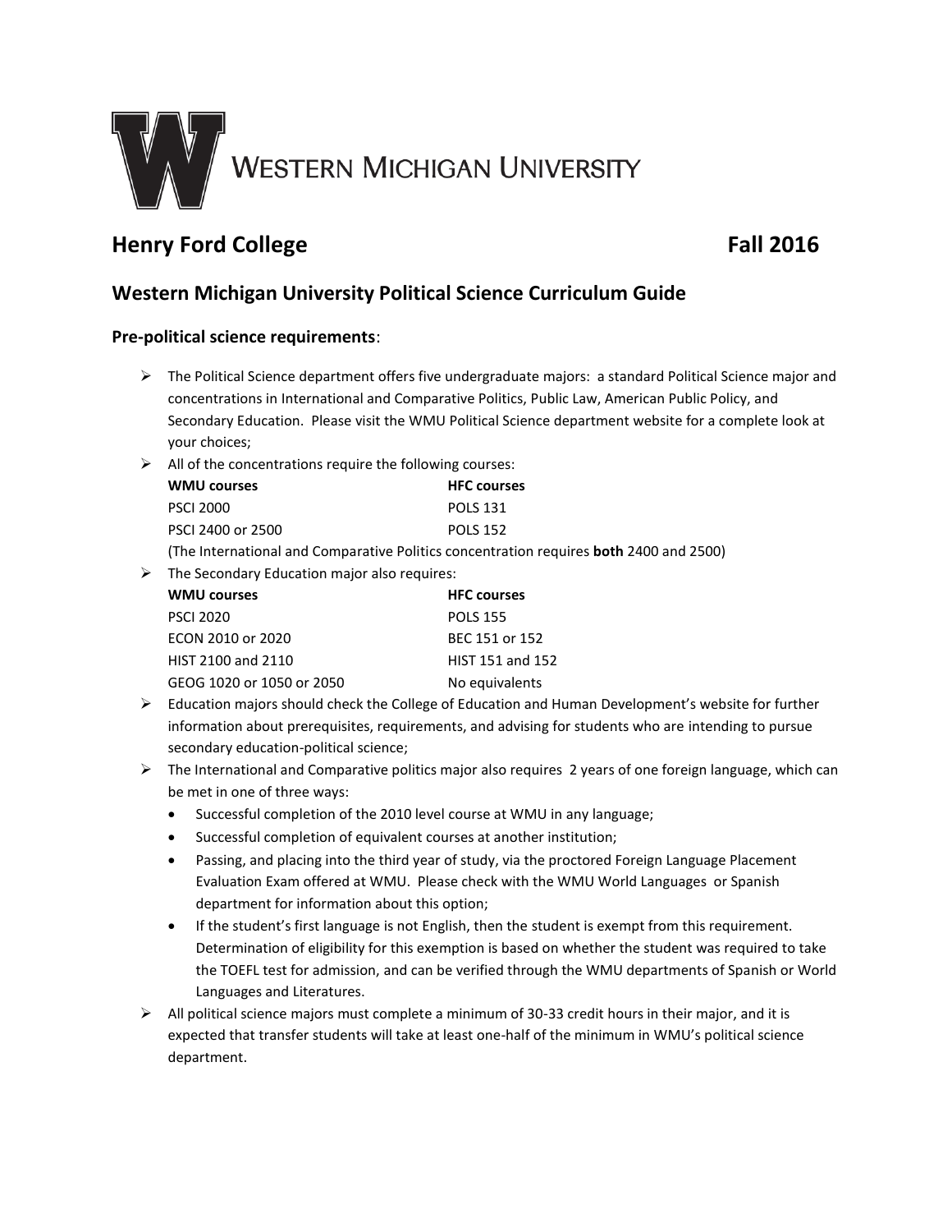WESTERN MICHIGAN UNIVERSITY

## Henry Ford College Fall 2016

## Western Michigan University Political Science Curriculum Guide

### Pre-political science requirements:

- The Political Science department offers five undergraduate majors: a standard Political Science major and concentrations in International and Comparative Politics, Public Law, American Public Policy, and Secondary Education. Please visit the WMU Political Science department website for a complete look at your choices;
- All of the concentrations require the following courses:

| WMU courses | HFC courses |
|---|---|
| PSCI 2000 | POLS 131 |
| PSCI 2400 or 2500 | POLS 152 |

  (The International and Comparative Politics concentration requires **both** 2400 and 2500)

- The Secondary Education major also requires:

| WMU courses | HFC courses |
|---|---|
| PSCI 2020 | POLS 155 |
| ECON 2010 or 2020 | BEC 151 or 152 |
| HIST 2100 and 2110 | HIST 151 and 152 |
| GEOG 1020 or 1050 or 2050 | No equivalents |

- Education majors should check the College of Education and Human Development's website for further information about prerequisites, requirements, and advising for students who are intending to pursue secondary education-political science;
- The International and Comparative politics major also requires 2 years of one foreign language, which can be met in one of three ways:
  - Successful completion of the 2010 level course at WMU in any language;
  - Successful completion of equivalent courses at another institution;
  - Passing, and placing into the third year of study, via the proctored Foreign Language Placement Evaluation Exam offered at WMU. Please check with the WMU World Languages or Spanish department for information about this option;
  - If the student's first language is not English, then the student is exempt from this requirement. Determination of eligibility for this exemption is based on whether the student was required to take the TOEFL test for admission, and can be verified through the WMU departments of Spanish or World Languages and Literatures.
- All political science majors must complete a minimum of 30-33 credit hours in their major, and it is expected that transfer students will take at least one-half of the minimum in WMU's political science department.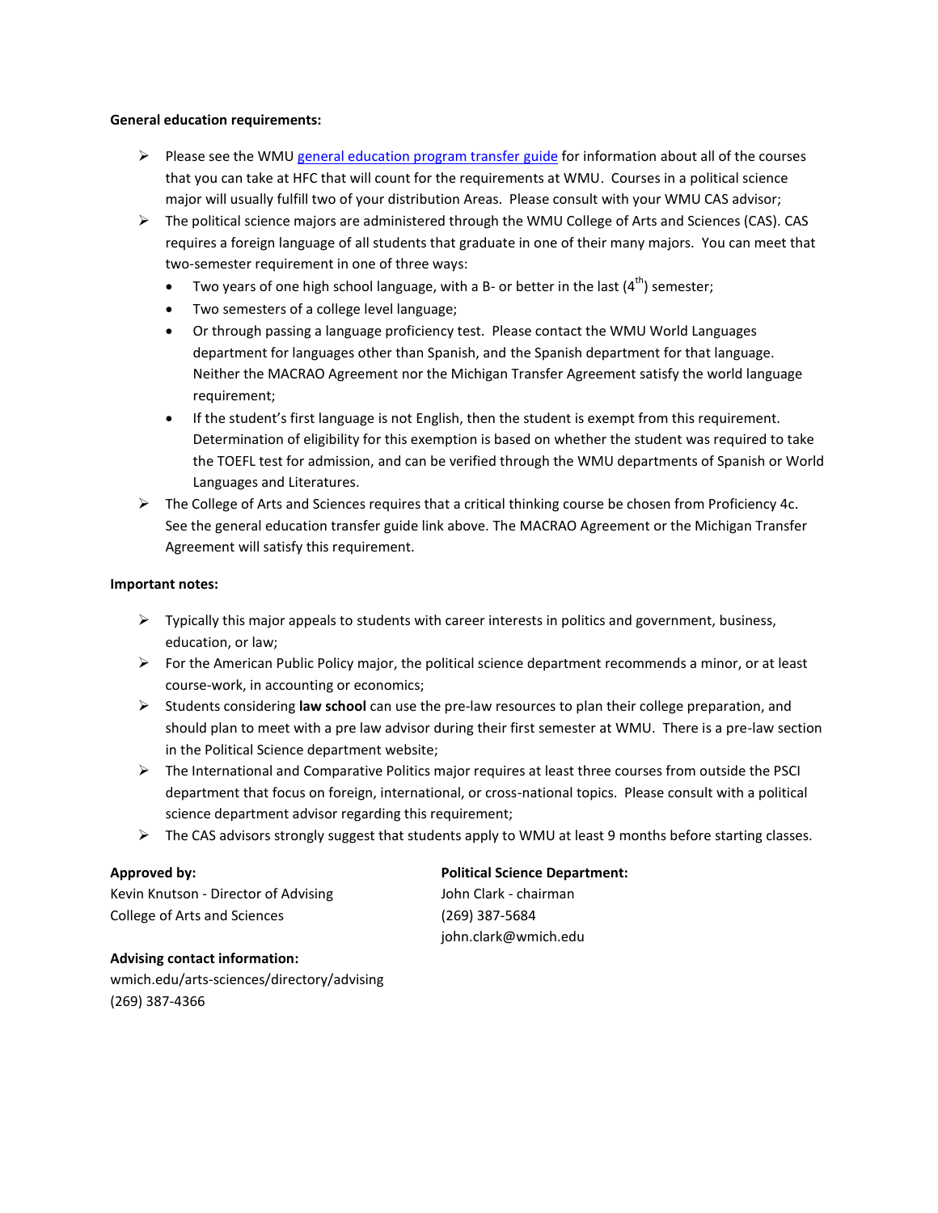**General education requirements:**

- Please see the WMU [general education program transfer guide](general education program transfer guide) for information about all of the courses that you can take at HFC that will count for the requirements at WMU. Courses in a political science major will usually fulfill two of your distribution Areas. Please consult with your WMU CAS advisor;
- The political science majors are administered through the WMU College of Arts and Sciences (CAS). CAS requires a foreign language of all students that graduate in one of their many majors. You can meet that two-semester requirement in one of three ways:
  - Two years of one high school language, with a B- or better in the last (4th) semester;
  - Two semesters of a college level language;
  - Or through passing a language proficiency test. Please contact the WMU World Languages department for languages other than Spanish, and the Spanish department for that language. Neither the MACRAO Agreement nor the Michigan Transfer Agreement satisfy the world language requirement;
  - If the student's first language is not English, then the student is exempt from this requirement. Determination of eligibility for this exemption is based on whether the student was required to take the TOEFL test for admission, and can be verified through the WMU departments of Spanish or World Languages and Literatures.
- The College of Arts and Sciences requires that a critical thinking course be chosen from Proficiency 4c. See the general education transfer guide link above. The MACRAO Agreement or the Michigan Transfer Agreement will satisfy this requirement.

**Important notes:**

- Typically this major appeals to students with career interests in politics and government, business, education, or law;
- For the American Public Policy major, the political science department recommends a minor, or at least course-work, in accounting or economics;
- Students considering **law school** can use the pre-law resources to plan their college preparation, and should plan to meet with a pre law advisor during their first semester at WMU. There is a pre-law section in the Political Science department website;
- The International and Comparative Politics major requires at least three courses from outside the PSCI department that focus on foreign, international, or cross-national topics. Please consult with a political science department advisor regarding this requirement;
- The CAS advisors strongly suggest that students apply to WMU at least 9 months before starting classes.

**Approved by:**
Kevin Knutson - Director of Advising
College of Arts and Sciences

**Political Science Department:**
John Clark - chairman
(269) 387-5684
john.clark@wmich.edu

**Advising contact information:**
wmich.edu/arts-sciences/directory/advising
(269) 387-4366